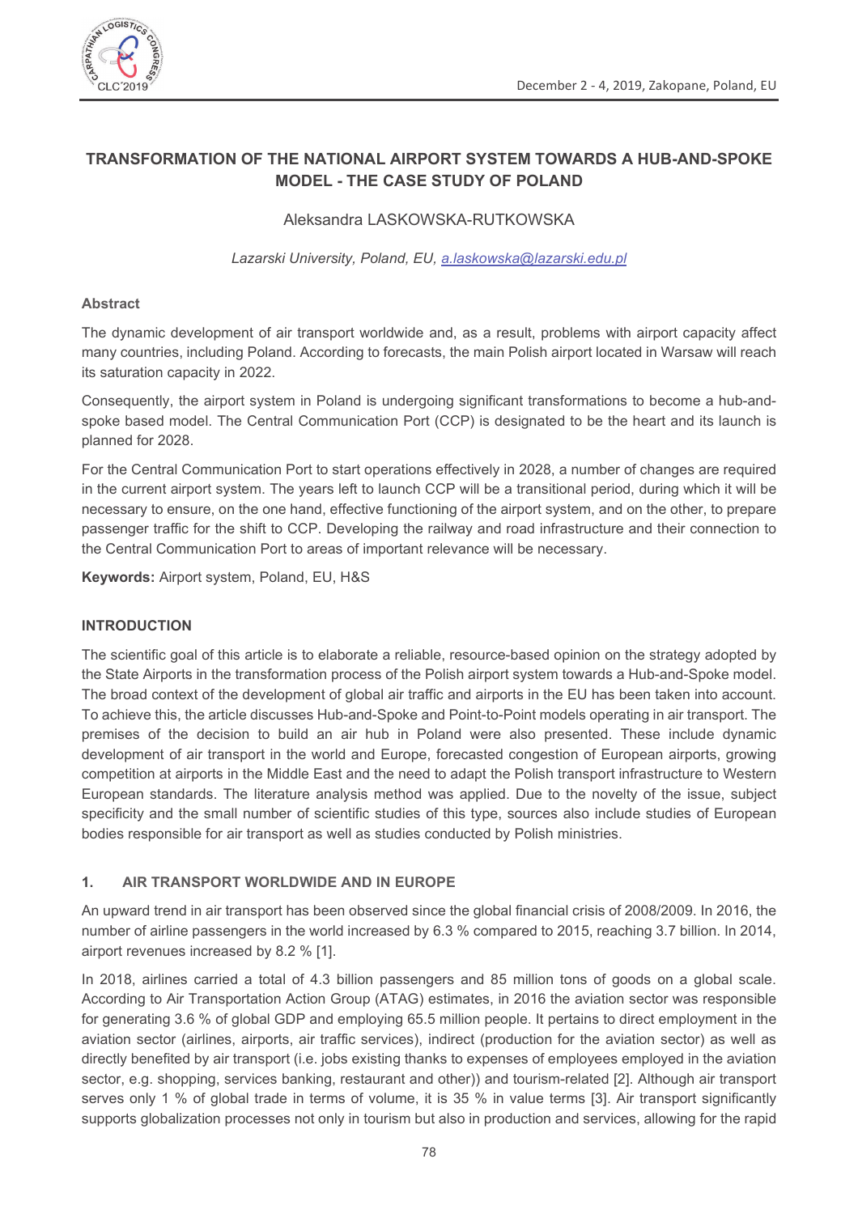# TRANSFORMATION OF THE NATIONAL AIRPORT SYSTEM TOWARDS A HUB-AND-SPOKE MODEL - THE CASE STUDY OF POLAND

Aleksandra LASKOWSKA-RUTKOWSKA

*Lazarski University, Poland, EU, a.laskowska@lazarski.edu.pl*

## Abstract

The dynamic development of air transport worldwide and, as a result, problems with airport capacity affect many countries, including Poland. According to forecasts, the main Polish airport located in Warsaw will reach its saturation capacity in 2022.

Consequently, the airport system in Poland is undergoing significant transformations to become a hub-and-spoke based model. The Central Communication Port (CCP) is designated to be the heart and its launch is planned for 2028.

For the Central Communication Port to start operations effectively in 2028, a number of changes are required in the current airport system. The years left to launch CCP will be a transitional period, during which it will be necessary to ensure, on the one hand, effective functioning of the airport system, and on the other, to prepare passenger traffic for the shift to CCP. Developing the railway and road infrastructure and their connection to the Central Communication Port to areas of important relevance will be necessary.

**Keywords:** Airport system, Poland, EU, H&S

## INTRODUCTION

The scientific goal of this article is to elaborate a reliable, resource-based opinion on the strategy adopted by the State Airports in the transformation process of the Polish airport system towards a Hub-and-Spoke model. The broad context of the development of global air traffic and airports in the EU has been taken into account. To achieve this, the article discusses Hub-and-Spoke and Point-to-Point models operating in air transport. The premises of the decision to build an air hub in Poland were also presented. These include dynamic development of air transport in the world and Europe, forecasted congestion of European airports, growing competition at airports in the Middle East and the need to adapt the Polish transport infrastructure to Western European standards. The literature analysis method was applied. Due to the novelty of the issue, subject specificity and the small number of scientific studies of this type, sources also include studies of European bodies responsible for air transport as well as studies conducted by Polish ministries.

## 1. AIR TRANSPORT WORLDWIDE AND IN EUROPE

An upward trend in air transport has been observed since the global financial crisis of 2008/2009. In 2016, the number of airline passengers in the world increased by 6.3 % compared to 2015, reaching 3.7 billion. In 2014, airport revenues increased by 8.2 % [1].

In 2018, airlines carried a total of 4.3 billion passengers and 85 million tons of goods on a global scale. According to Air Transportation Action Group (ATAG) estimates, in 2016 the aviation sector was responsible for generating 3.6 % of global GDP and employing 65.5 million people. It pertains to direct employment in the aviation sector (airlines, airports, air traffic services), indirect (production for the aviation sector) as well as directly benefited by air transport (i.e. jobs existing thanks to expenses of employees employed in the aviation sector, e.g. shopping, services banking, restaurant and other)) and tourism-related [2]. Although air transport serves only 1 % of global trade in terms of volume, it is 35 % in value terms [3]. Air transport significantly supports globalization processes not only in tourism but also in production and services, allowing for the rapid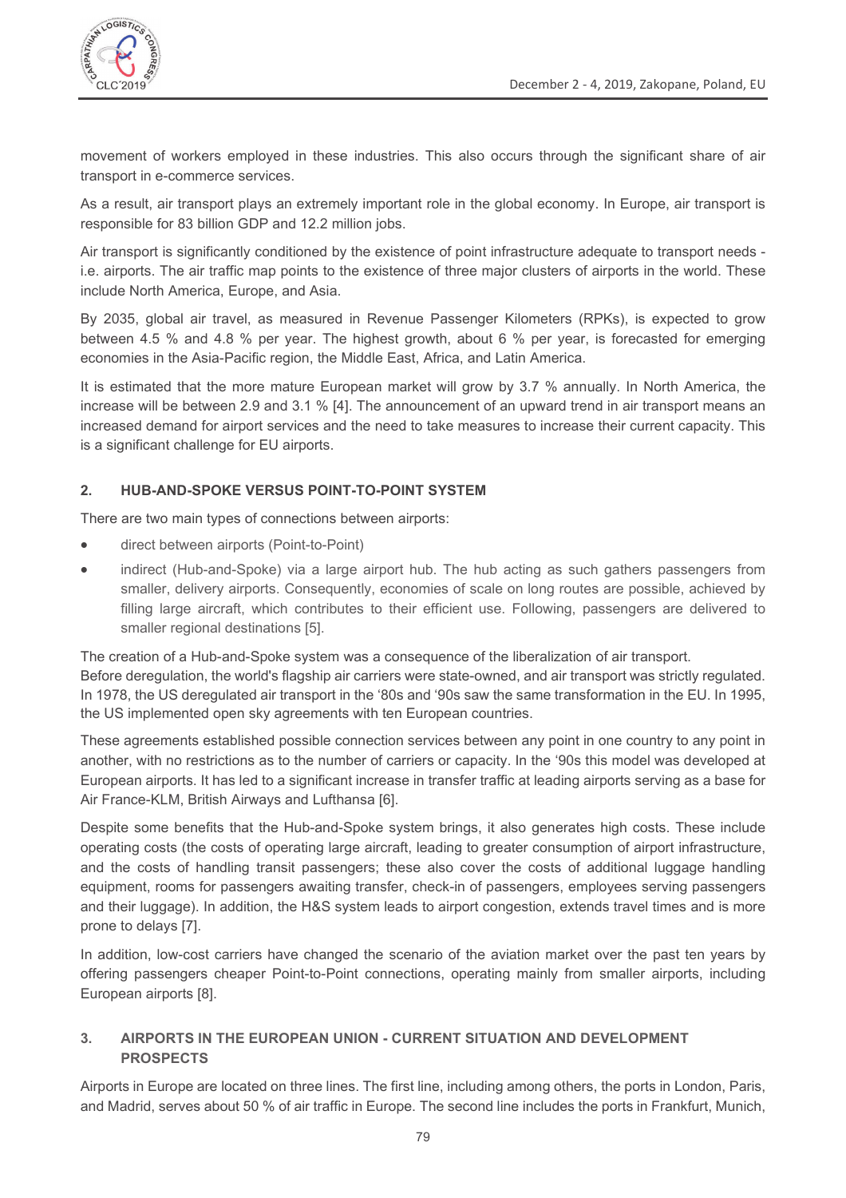movement of workers employed in these industries. This also occurs through the significant share of air transport in e-commerce services.

As a result, air transport plays an extremely important role in the global economy. In Europe, air transport is responsible for 83 billion GDP and 12.2 million jobs.

Air transport is significantly conditioned by the existence of point infrastructure adequate to transport needs - i.e. airports. The air traffic map points to the existence of three major clusters of airports in the world. These include North America, Europe, and Asia.

By 2035, global air travel, as measured in Revenue Passenger Kilometers (RPKs), is expected to grow between 4.5 % and 4.8 % per year. The highest growth, about 6 % per year, is forecasted for emerging economies in the Asia-Pacific region, the Middle East, Africa, and Latin America.

It is estimated that the more mature European market will grow by 3.7 % annually. In North America, the increase will be between 2.9 and 3.1 % [4]. The announcement of an upward trend in air transport means an increased demand for airport services and the need to take measures to increase their current capacity. This is a significant challenge for EU airports.

## 2. HUB-AND-SPOKE VERSUS POINT-TO-POINT SYSTEM

There are two main types of connections between airports:

- direct between airports (Point-to-Point)
- indirect (Hub-and-Spoke) via a large airport hub. The hub acting as such gathers passengers from smaller, delivery airports. Consequently, economies of scale on long routes are possible, achieved by filling large aircraft, which contributes to their efficient use. Following, passengers are delivered to smaller regional destinations [5].

The creation of a Hub-and-Spoke system was a consequence of the liberalization of air transport.
Before deregulation, the world's flagship air carriers were state-owned, and air transport was strictly regulated. In 1978, the US deregulated air transport in the '80s and '90s saw the same transformation in the EU. In 1995, the US implemented open sky agreements with ten European countries.

These agreements established possible connection services between any point in one country to any point in another, with no restrictions as to the number of carriers or capacity. In the '90s this model was developed at European airports. It has led to a significant increase in transfer traffic at leading airports serving as a base for Air France-KLM, British Airways and Lufthansa [6].

Despite some benefits that the Hub-and-Spoke system brings, it also generates high costs. These include operating costs (the costs of operating large aircraft, leading to greater consumption of airport infrastructure, and the costs of handling transit passengers; these also cover the costs of additional luggage handling equipment, rooms for passengers awaiting transfer, check-in of passengers, employees serving passengers and their luggage). In addition, the H&S system leads to airport congestion, extends travel times and is more prone to delays [7].

In addition, low-cost carriers have changed the scenario of the aviation market over the past ten years by offering passengers cheaper Point-to-Point connections, operating mainly from smaller airports, including European airports [8].

## 3. AIRPORTS IN THE EUROPEAN UNION - CURRENT SITUATION AND DEVELOPMENT PROSPECTS

Airports in Europe are located on three lines. The first line, including among others, the ports in London, Paris, and Madrid, serves about 50 % of air traffic in Europe. The second line includes the ports in Frankfurt, Munich,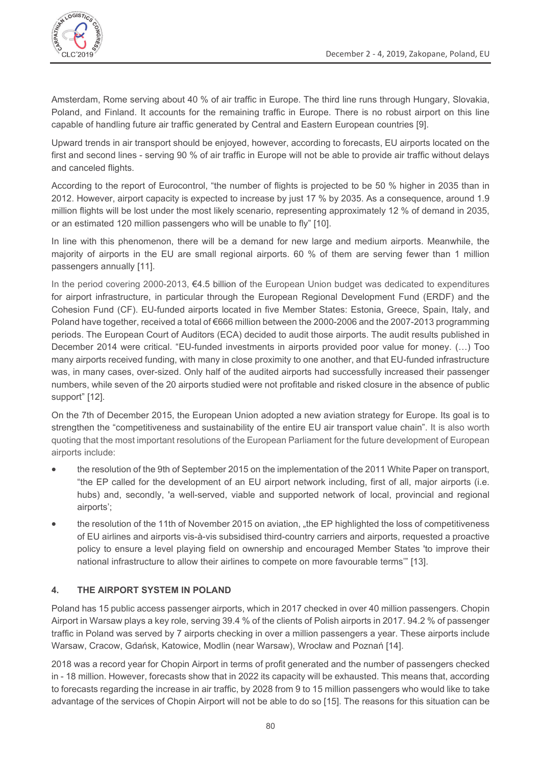Amsterdam, Rome serving about 40 % of air traffic in Europe. The third line runs through Hungary, Slovakia, Poland, and Finland. It accounts for the remaining traffic in Europe. There is no robust airport on this line capable of handling future air traffic generated by Central and Eastern European countries [9].

Upward trends in air transport should be enjoyed, however, according to forecasts, EU airports located on the first and second lines - serving 90 % of air traffic in Europe will not be able to provide air traffic without delays and canceled flights.

According to the report of Eurocontrol, "the number of flights is projected to be 50 % higher in 2035 than in 2012. However, airport capacity is expected to increase by just 17 % by 2035. As a consequence, around 1.9 million flights will be lost under the most likely scenario, representing approximately 12 % of demand in 2035, or an estimated 120 million passengers who will be unable to fly" [10].

In line with this phenomenon, there will be a demand for new large and medium airports. Meanwhile, the majority of airports in the EU are small regional airports. 60 % of them are serving fewer than 1 million passengers annually [11].

In the period covering 2000-2013, €4.5 billion of the European Union budget was dedicated to expenditures for airport infrastructure, in particular through the European Regional Development Fund (ERDF) and the Cohesion Fund (CF). EU-funded airports located in five Member States: Estonia, Greece, Spain, Italy, and Poland have together, received a total of €666 million between the 2000-2006 and the 2007-2013 programming periods. The European Court of Auditors (ECA) decided to audit those airports. The audit results published in December 2014 were critical. "EU-funded investments in airports provided poor value for money. (…) Too many airports received funding, with many in close proximity to one another, and that EU-funded infrastructure was, in many cases, over-sized. Only half of the audited airports had successfully increased their passenger numbers, while seven of the 20 airports studied were not profitable and risked closure in the absence of public support" [12].

On the 7th of December 2015, the European Union adopted a new aviation strategy for Europe. Its goal is to strengthen the "competitiveness and sustainability of the entire EU air transport value chain". It is also worth quoting that the most important resolutions of the European Parliament for the future development of European airports include:

- the resolution of the 9th of September 2015 on the implementation of the 2011 White Paper on transport, "the EP called for the development of an EU airport network including, first of all, major airports (i.e. hubs) and, secondly, 'a well-served, viable and supported network of local, provincial and regional airports';
- the resolution of the 11th of November 2015 on aviation, „the EP highlighted the loss of competitiveness of EU airlines and airports vis-à-vis subsidised third-country carriers and airports, requested a proactive policy to ensure a level playing field on ownership and encouraged Member States 'to improve their national infrastructure to allow their airlines to compete on more favourable terms'" [13].

## 4. THE AIRPORT SYSTEM IN POLAND

Poland has 15 public access passenger airports, which in 2017 checked in over 40 million passengers. Chopin Airport in Warsaw plays a key role, serving 39.4 % of the clients of Polish airports in 2017. 94.2 % of passenger traffic in Poland was served by 7 airports checking in over a million passengers a year. These airports include Warsaw, Cracow, Gdańsk, Katowice, Modlin (near Warsaw), Wrocław and Poznań [14].

2018 was a record year for Chopin Airport in terms of profit generated and the number of passengers checked in - 18 million. However, forecasts show that in 2022 its capacity will be exhausted. This means that, according to forecasts regarding the increase in air traffic, by 2028 from 9 to 15 million passengers who would like to take advantage of the services of Chopin Airport will not be able to do so [15]. The reasons for this situation can be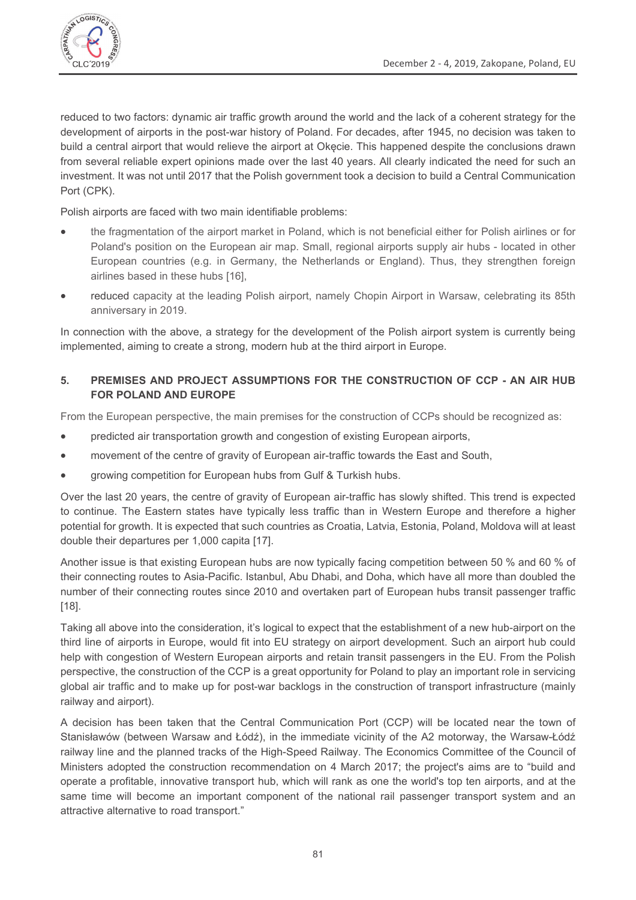reduced to two factors: dynamic air traffic growth around the world and the lack of a coherent strategy for the development of airports in the post-war history of Poland. For decades, after 1945, no decision was taken to build a central airport that would relieve the airport at Okęcie. This happened despite the conclusions drawn from several reliable expert opinions made over the last 40 years. All clearly indicated the need for such an investment. It was not until 2017 that the Polish government took a decision to build a Central Communication Port (CPK).

Polish airports are faced with two main identifiable problems:

- the fragmentation of the airport market in Poland, which is not beneficial either for Polish airlines or for Poland's position on the European air map. Small, regional airports supply air hubs - located in other European countries (e.g. in Germany, the Netherlands or England). Thus, they strengthen foreign airlines based in these hubs [16],
- reduced capacity at the leading Polish airport, namely Chopin Airport in Warsaw, celebrating its 85th anniversary in 2019.

In connection with the above, a strategy for the development of the Polish airport system is currently being implemented, aiming to create a strong, modern hub at the third airport in Europe.

## 5. PREMISES AND PROJECT ASSUMPTIONS FOR THE CONSTRUCTION OF CCP - AN AIR HUB FOR POLAND AND EUROPE

From the European perspective, the main premises for the construction of CCPs should be recognized as:

- predicted air transportation growth and congestion of existing European airports,
- movement of the centre of gravity of European air-traffic towards the East and South,
- growing competition for European hubs from Gulf & Turkish hubs.

Over the last 20 years, the centre of gravity of European air-traffic has slowly shifted. This trend is expected to continue. The Eastern states have typically less traffic than in Western Europe and therefore a higher potential for growth. It is expected that such countries as Croatia, Latvia, Estonia, Poland, Moldova will at least double their departures per 1,000 capita [17].

Another issue is that existing European hubs are now typically facing competition between 50 % and 60 % of their connecting routes to Asia-Pacific. Istanbul, Abu Dhabi, and Doha, which have all more than doubled the number of their connecting routes since 2010 and overtaken part of European hubs transit passenger traffic [18].

Taking all above into the consideration, it's logical to expect that the establishment of a new hub-airport on the third line of airports in Europe, would fit into EU strategy on airport development. Such an airport hub could help with congestion of Western European airports and retain transit passengers in the EU. From the Polish perspective, the construction of the CCP is a great opportunity for Poland to play an important role in servicing global air traffic and to make up for post-war backlogs in the construction of transport infrastructure (mainly railway and airport).

A decision has been taken that the Central Communication Port (CCP) will be located near the town of Stanisławów (between Warsaw and Łódź), in the immediate vicinity of the A2 motorway, the Warsaw-Łódź railway line and the planned tracks of the High-Speed Railway. The Economics Committee of the Council of Ministers adopted the construction recommendation on 4 March 2017; the project's aims are to "build and operate a profitable, innovative transport hub, which will rank as one the world's top ten airports, and at the same time will become an important component of the national rail passenger transport system and an attractive alternative to road transport."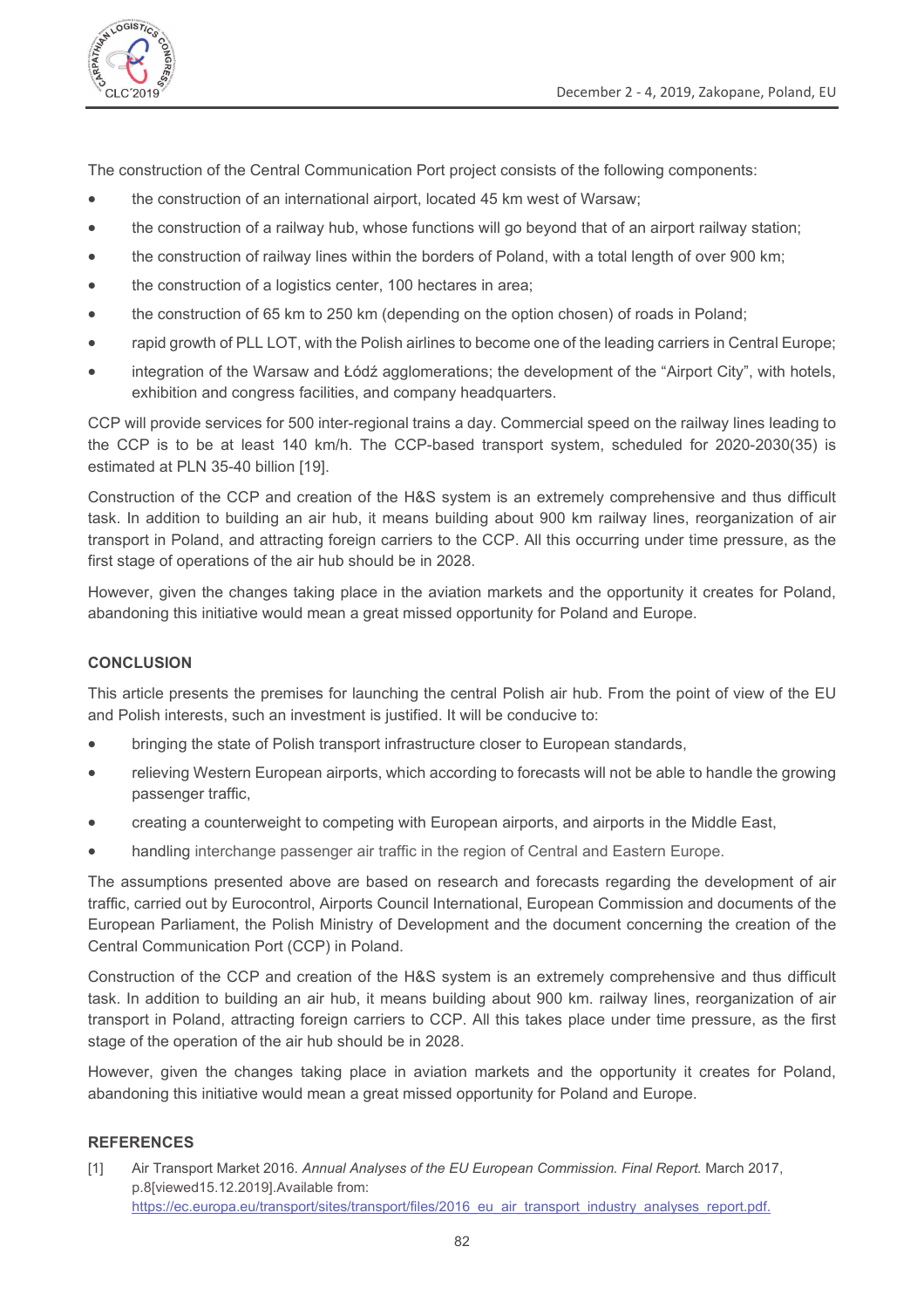The construction of the Central Communication Port project consists of the following components:

- the construction of an international airport, located 45 km west of Warsaw;
- the construction of a railway hub, whose functions will go beyond that of an airport railway station;
- the construction of railway lines within the borders of Poland, with a total length of over 900 km;
- the construction of a logistics center, 100 hectares in area;
- the construction of 65 km to 250 km (depending on the option chosen) of roads in Poland;
- rapid growth of PLL LOT, with the Polish airlines to become one of the leading carriers in Central Europe;
- integration of the Warsaw and Łódź agglomerations; the development of the "Airport City", with hotels, exhibition and congress facilities, and company headquarters.

CCP will provide services for 500 inter-regional trains a day. Commercial speed on the railway lines leading to the CCP is to be at least 140 km/h. The CCP-based transport system, scheduled for 2020-2030(35) is estimated at PLN 35-40 billion [19].

Construction of the CCP and creation of the H&S system is an extremely comprehensive and thus difficult task. In addition to building an air hub, it means building about 900 km railway lines, reorganization of air transport in Poland, and attracting foreign carriers to the CCP. All this occurring under time pressure, as the first stage of operations of the air hub should be in 2028.

However, given the changes taking place in the aviation markets and the opportunity it creates for Poland, abandoning this initiative would mean a great missed opportunity for Poland and Europe.

## CONCLUSION

This article presents the premises for launching the central Polish air hub. From the point of view of the EU and Polish interests, such an investment is justified. It will be conducive to:

- bringing the state of Polish transport infrastructure closer to European standards,
- relieving Western European airports, which according to forecasts will not be able to handle the growing passenger traffic,
- creating a counterweight to competing with European airports, and airports in the Middle East,
- handling interchange passenger air traffic in the region of Central and Eastern Europe.

The assumptions presented above are based on research and forecasts regarding the development of air traffic, carried out by Eurocontrol, Airports Council International, European Commission and documents of the European Parliament, the Polish Ministry of Development and the document concerning the creation of the Central Communication Port (CCP) in Poland.

Construction of the CCP and creation of the H&S system is an extremely comprehensive and thus difficult task. In addition to building an air hub, it means building about 900 km. railway lines, reorganization of air transport in Poland, attracting foreign carriers to CCP. All this takes place under time pressure, as the first stage of the operation of the air hub should be in 2028.

However, given the changes taking place in aviation markets and the opportunity it creates for Poland, abandoning this initiative would mean a great missed opportunity for Poland and Europe.

## REFERENCES

[1] Air Transport Market 2016. *Annual Analyses of the EU European Commission. Final Report.* March 2017, p.8[viewed15.12.2019].Available from: https://ec.europa.eu/transport/sites/transport/files/2016_eu_air_transport_industry_analyses_report.pdf.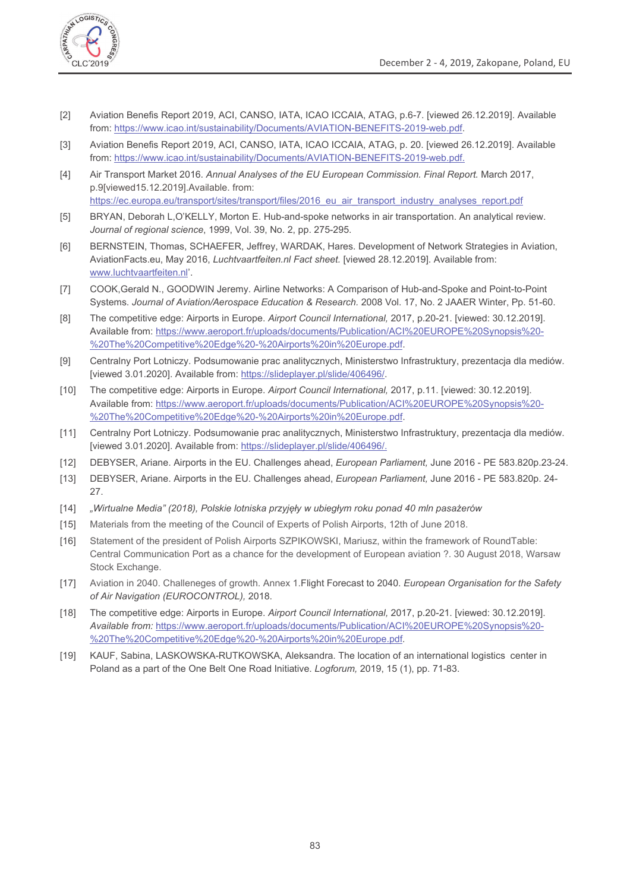[2] Aviation Benefis Report 2019, ACI, CANSO, IATA, ICAO ICCAIA, ATAG, p.6-7. [viewed 26.12.2019]. Available from: https://www.icao.int/sustainability/Documents/AVIATION-BENEFITS-2019-web.pdf.

[3] Aviation Benefis Report 2019, ACI, CANSO, IATA, ICAO ICCAIA, ATAG, p. 20. [viewed 26.12.2019]. Available from: https://www.icao.int/sustainability/Documents/AVIATION-BENEFITS-2019-web.pdf.

[4] Air Transport Market 2016. *Annual Analyses of the EU European Commission. Final Report.* March 2017, p.9[viewed15.12.2019].Available. from: https://ec.europa.eu/transport/sites/transport/files/2016_eu_air_transport_industry_analyses_report.pdf

[5] BRYAN, Deborah L,O'KELLY, Morton E. Hub-and-spoke networks in air transportation. An analytical review. *Journal of regional science*, 1999, Vol. 39, No. 2, pp. 275-295.

[6] BERNSTEIN, Thomas, SCHAEFER, Jeffrey, WARDAK, Hares. Development of Network Strategies in Aviation, AviationFacts.eu, May 2016, *Luchtvaartfeiten.nl Fact sheet.* [viewed 28.12.2019]. Available from: www.luchtvaartfeiten.nl'.

[7] COOK,Gerald N., GOODWIN Jeremy. Airline Networks: A Comparison of Hub-and-Spoke and Point-to-Point Systems. *Journal of Aviation/Aerospace Education & Research.* 2008 Vol. 17, No. 2 JAAER Winter, Pp. 51-60.

[8] The competitive edge: Airports in Europe. *Airport Council International,* 2017, p.20-21. [viewed: 30.12.2019]. Available from: https://www.aeroport.fr/uploads/documents/Publication/ACI%20EUROPE%20Synopsis%20-%20The%20Competitive%20Edge%20-%20Airports%20in%20Europe.pdf.

[9] Centralny Port Lotniczy. Podsumowanie prac analitycznych, Ministerstwo Infrastruktury, prezentacja dla mediów. [viewed 3.01.2020]. Available from: https://slideplayer.pl/slide/406496/.

[10] The competitive edge: Airports in Europe. *Airport Council International,* 2017, p.11. [viewed: 30.12.2019]. Available from: https://www.aeroport.fr/uploads/documents/Publication/ACI%20EUROPE%20Synopsis%20-%20The%20Competitive%20Edge%20-%20Airports%20in%20Europe.pdf.

[11] Centralny Port Lotniczy. Podsumowanie prac analitycznych, Ministerstwo Infrastruktury, prezentacja dla mediów. [viewed 3.01.2020]. Available from: https://slideplayer.pl/slide/406496/.

[12] DEBYSER, Ariane. Airports in the EU. Challenges ahead, *European Parliament,* June 2016 - PE 583.820p.23-24.

[13] DEBYSER, Ariane. Airports in the EU. Challenges ahead, *European Parliament,* June 2016 - PE 583.820p. 24-27.

[14] *„Wirtualne Media" (2018), Polskie lotniska przyjęły w ubiegłym roku ponad 40 mln pasażerów*

[15] Materials from the meeting of the Council of Experts of Polish Airports, 12th of June 2018.

[16] Statement of the president of Polish Airports SZPIKOWSKI, Mariusz, within the framework of RoundTable: Central Communication Port as a chance for the development of European aviation ?. 30 August 2018, Warsaw Stock Exchange.

[17] Aviation in 2040. Challeneges of growth. Annex 1.Flight Forecast to 2040. *European Organisation for the Safety of Air Navigation (EUROCONTROL),* 2018.

[18] The competitive edge: Airports in Europe. *Airport Council International,* 2017, p.20-21. [viewed: 30.12.2019]. *Available from:* https://www.aeroport.fr/uploads/documents/Publication/ACI%20EUROPE%20Synopsis%20-%20The%20Competitive%20Edge%20-%20Airports%20in%20Europe.pdf.

[19] KAUF, Sabina, LASKOWSKA-RUTKOWSKA, Aleksandra. The location of an international logistics center in Poland as a part of the One Belt One Road Initiative. *Logforum,* 2019, 15 (1), pp. 71-83.